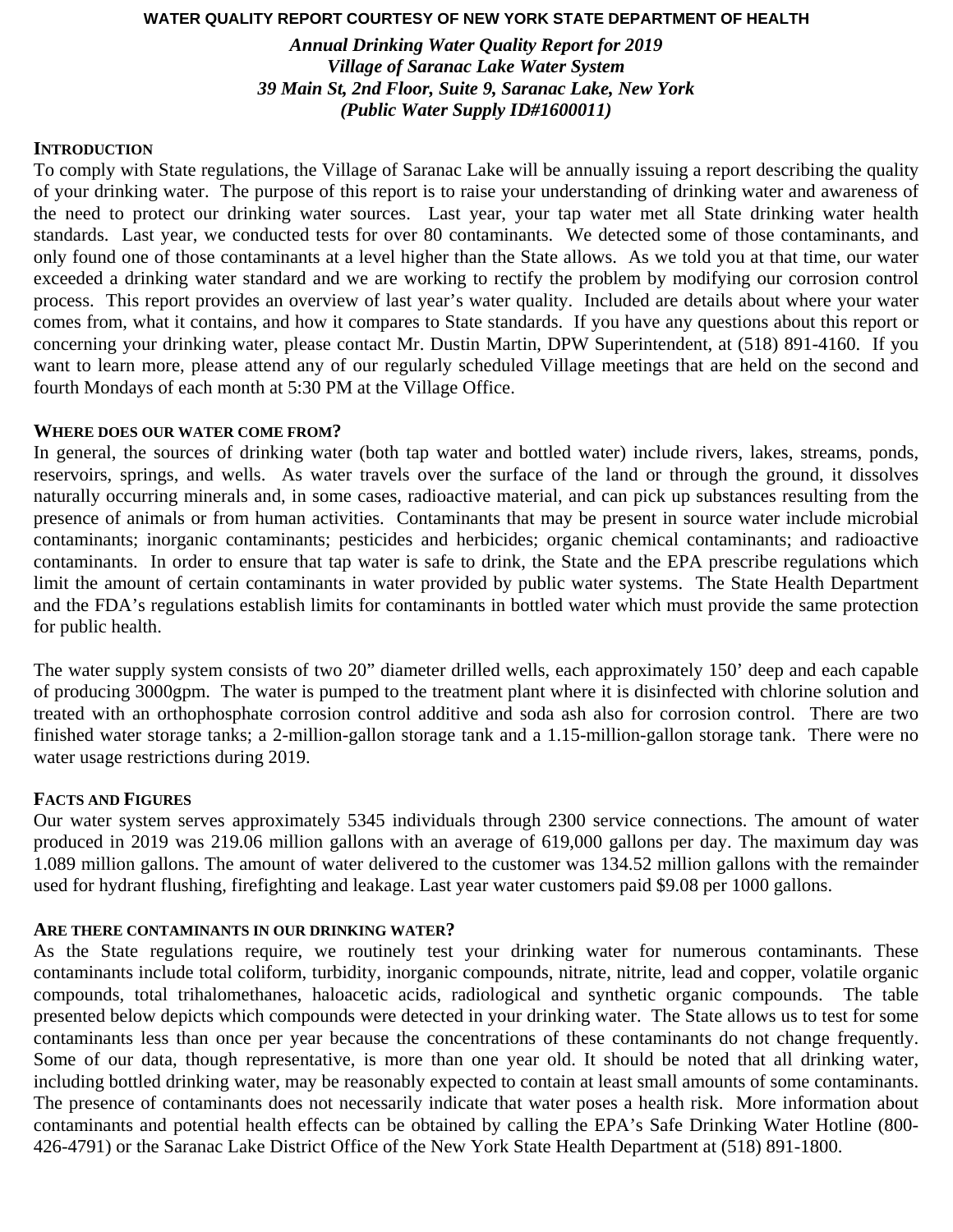**WATER QUALITY REPORT COURTESY OF NEW YORK STATE DEPARTMENT OF HEALTH**

***Annual Drinking Water Quality Report for 2019***
***Village of Saranac Lake Water System***
***39 Main St, 2nd Floor, Suite 9, Saranac Lake, New York***
***(Public Water Supply ID#1600011)***

## INTRODUCTION

To comply with State regulations, the Village of Saranac Lake will be annually issuing a report describing the quality of your drinking water. The purpose of this report is to raise your understanding of drinking water and awareness of the need to protect our drinking water sources. Last year, your tap water met all State drinking water health standards. Last year, we conducted tests for over 80 contaminants. We detected some of those contaminants, and only found one of those contaminants at a level higher than the State allows. As we told you at that time, our water exceeded a drinking water standard and we are working to rectify the problem by modifying our corrosion control process. This report provides an overview of last year's water quality. Included are details about where your water comes from, what it contains, and how it compares to State standards. If you have any questions about this report or concerning your drinking water, please contact Mr. Dustin Martin, DPW Superintendent, at (518) 891-4160. If you want to learn more, please attend any of our regularly scheduled Village meetings that are held on the second and fourth Mondays of each month at 5:30 PM at the Village Office.

## WHERE DOES OUR WATER COME FROM?

In general, the sources of drinking water (both tap water and bottled water) include rivers, lakes, streams, ponds, reservoirs, springs, and wells. As water travels over the surface of the land or through the ground, it dissolves naturally occurring minerals and, in some cases, radioactive material, and can pick up substances resulting from the presence of animals or from human activities. Contaminants that may be present in source water include microbial contaminants; inorganic contaminants; pesticides and herbicides; organic chemical contaminants; and radioactive contaminants. In order to ensure that tap water is safe to drink, the State and the EPA prescribe regulations which limit the amount of certain contaminants in water provided by public water systems. The State Health Department and the FDA's regulations establish limits for contaminants in bottled water which must provide the same protection for public health.

The water supply system consists of two 20" diameter drilled wells, each approximately 150' deep and each capable of producing 3000gpm. The water is pumped to the treatment plant where it is disinfected with chlorine solution and treated with an orthophosphate corrosion control additive and soda ash also for corrosion control. There are two finished water storage tanks; a 2-million-gallon storage tank and a 1.15-million-gallon storage tank. There were no water usage restrictions during 2019.

## FACTS AND FIGURES

Our water system serves approximately 5345 individuals through 2300 service connections. The amount of water produced in 2019 was 219.06 million gallons with an average of 619,000 gallons per day. The maximum day was 1.089 million gallons. The amount of water delivered to the customer was 134.52 million gallons with the remainder used for hydrant flushing, firefighting and leakage. Last year water customers paid $9.08 per 1000 gallons.

## ARE THERE CONTAMINANTS IN OUR DRINKING WATER?

As the State regulations require, we routinely test your drinking water for numerous contaminants. These contaminants include total coliform, turbidity, inorganic compounds, nitrate, nitrite, lead and copper, volatile organic compounds, total trihalomethanes, haloacetic acids, radiological and synthetic organic compounds. The table presented below depicts which compounds were detected in your drinking water. The State allows us to test for some contaminants less than once per year because the concentrations of these contaminants do not change frequently. Some of our data, though representative, is more than one year old. It should be noted that all drinking water, including bottled drinking water, may be reasonably expected to contain at least small amounts of some contaminants. The presence of contaminants does not necessarily indicate that water poses a health risk. More information about contaminants and potential health effects can be obtained by calling the EPA's Safe Drinking Water Hotline (800-426-4791) or the Saranac Lake District Office of the New York State Health Department at (518) 891-1800.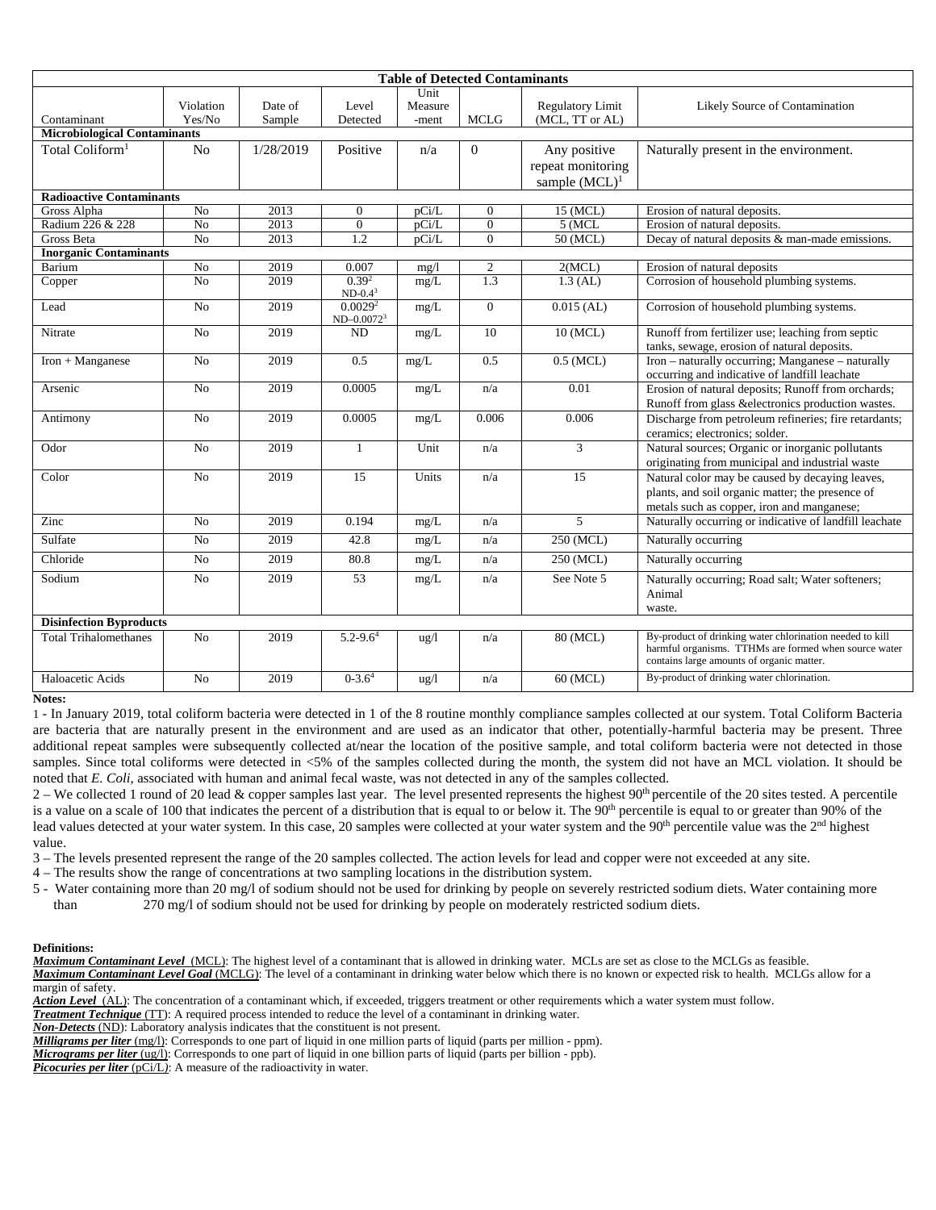| Table of Detected Contaminants | | | | | | | |
|---|---|---|---|---|---|---|---|
| Contaminant | Violation Yes/No | Date of Sample | Level Detected | Unit Measure -ment | MCLG | Regulatory Limit (MCL, TT or AL) | Likely Source of Contamination |
| **Microbiological Contaminants** | | | | | | | |
| Total Coliform[1] | No | 1/28/2019 | Positive | n/a | 0 | Any positive repeat monitoring sample (MCL)[1] | Naturally present in the environment. |
| **Radioactive Contaminants** | | | | | | | |
| Gross Alpha | No | 2013 | 0 | pCi/L | 0 | 15 (MCL) | Erosion of natural deposits. |
| Radium 226 & 228 | No | 2013 | 0 | pCi/L | 0 | 5 (MCL | Erosion of natural deposits. |
| Gross Beta | No | 2013 | 1.2 | pCi/L | 0 | 50 (MCL) | Decay of natural deposits & man-made emissions. |
| **Inorganic Contaminants** | | | | | | | |
| Barium | No | 2019 | 0.007 | mg/l | 2 | 2(MCL) | Erosion of natural deposits |
| Copper | No | 2019 | 0.39[2] ND-0.4[3] | mg/L | 1.3 | 1.3 (AL) | Corrosion of household plumbing systems. |
| Lead | No | 2019 | 0.0029[2] ND–0.0072[3] | mg/L | 0 | 0.015 (AL) | Corrosion of household plumbing systems. |
| Nitrate | No | 2019 | ND | mg/L | 10 | 10 (MCL) | Runoff from fertilizer use; leaching from septic tanks, sewage, erosion of natural deposits. |
| Iron + Manganese | No | 2019 | 0.5 | mg/L | 0.5 | 0.5 (MCL) | Iron – naturally occurring; Manganese – naturally occurring and indicative of landfill leachate |
| Arsenic | No | 2019 | 0.0005 | mg/L | n/a | 0.01 | Erosion of natural deposits; Runoff from orchards; Runoff from glass &electronics production wastes. |
| Antimony | No | 2019 | 0.0005 | mg/L | 0.006 | 0.006 | Discharge from petroleum refineries; fire retardants; ceramics; electronics; solder. |
| Odor | No | 2019 | 1 | Unit | n/a | 3 | Natural sources; Organic or inorganic pollutants originating from municipal and industrial waste |
| Color | No | 2019 | 15 | Units | n/a | 15 | Natural color may be caused by decaying leaves, plants, and soil organic matter; the presence of metals such as copper, iron and manganese; |
| Zinc | No | 2019 | 0.194 | mg/L | n/a | 5 | Naturally occurring or indicative of landfill leachate |
| Sulfate | No | 2019 | 42.8 | mg/L | n/a | 250 (MCL) | Naturally occurring |
| Chloride | No | 2019 | 80.8 | mg/L | n/a | 250 (MCL) | Naturally occurring |
| Sodium | No | 2019 | 53 | mg/L | n/a | See Note 5 | Naturally occurring; Road salt; Water softeners; Animal waste. |
| **Disinfection Byproducts** | | | | | | | |
| Total Trihalomethanes | No | 2019 | 5.2-9.6[4] | ug/l | n/a | 80 (MCL) | By-product of drinking water chlorination needed to kill harmful organisms. TTHMs are formed when source water contains large amounts of organic matter. |
| Haloacetic Acids | No | 2019 | 0-3.6[4] | ug/l | n/a | 60 (MCL) | By-product of drinking water chlorination. |

**Notes:**

1 - In January 2019, total coliform bacteria were detected in 1 of the 8 routine monthly compliance samples collected at our system. Total Coliform Bacteria are bacteria that are naturally present in the environment and are used as an indicator that other, potentially-harmful bacteria may be present. Three additional repeat samples were subsequently collected at/near the location of the positive sample, and total coliform bacteria were not detected in those samples. Since total coliforms were detected in <5% of the samples collected during the month, the system did not have an MCL violation. It should be noted that *E. Coli*, associated with human and animal fecal waste, was not detected in any of the samples collected.

2 – We collected 1 round of 20 lead & copper samples last year. The level presented represents the highest 90th percentile of the 20 sites tested. A percentile is a value on a scale of 100 that indicates the percent of a distribution that is equal to or below it. The 90th percentile is equal to or greater than 90% of the lead values detected at your water system. In this case, 20 samples were collected at your water system and the 90th percentile value was the 2nd highest value.

3 – The levels presented represent the range of the 20 samples collected. The action levels for lead and copper were not exceeded at any site.

4 – The results show the range of concentrations at two sampling locations in the distribution system.

5 - Water containing more than 20 mg/l of sodium should not be used for drinking by people on severely restricted sodium diets. Water containing more than 270 mg/l of sodium should not be used for drinking by people on moderately restricted sodium diets.

**Definitions:**

***Maximum Contaminant Level*** (MCL): The highest level of a contaminant that is allowed in drinking water. MCLs are set as close to the MCLGs as feasible.

***Maximum Contaminant Level Goal*** (MCLG): The level of a contaminant in drinking water below which there is no known or expected risk to health. MCLGs allow for a margin of safety.

***Action Level*** (AL): The concentration of a contaminant which, if exceeded, triggers treatment or other requirements which a water system must follow.

***Treatment Technique*** (TT): A required process intended to reduce the level of a contaminant in drinking water.

***Non-Detects*** (ND): Laboratory analysis indicates that the constituent is not present.

***Milligrams per liter*** (mg/l): Corresponds to one part of liquid in one million parts of liquid (parts per million - ppm).

***Micrograms per liter*** (ug/l): Corresponds to one part of liquid in one billion parts of liquid (parts per billion - ppb).

***Picocuries per liter*** (pCi/L): A measure of the radioactivity in water.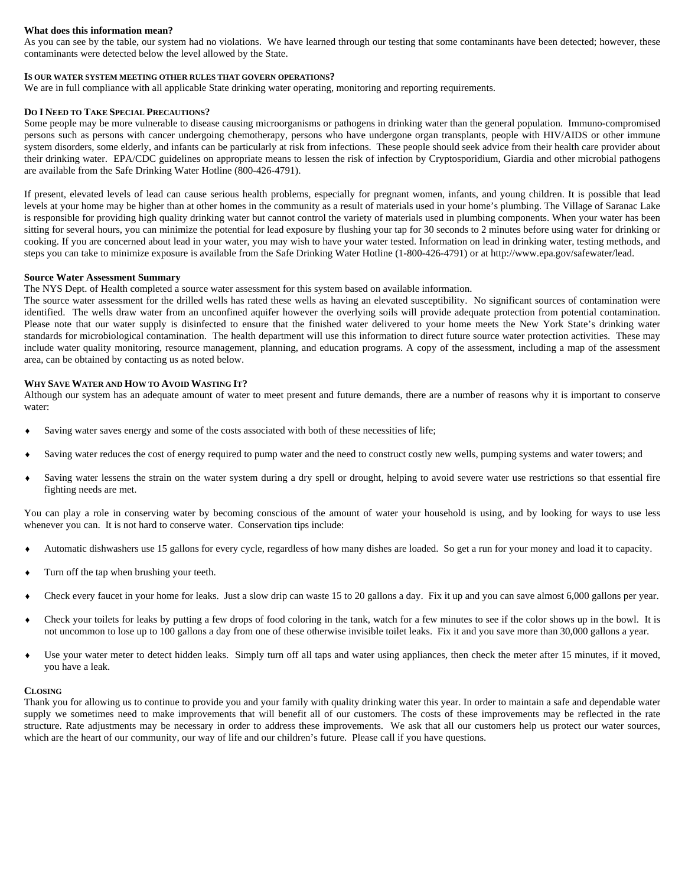**What does this information mean?**

As you can see by the table, our system had no violations. We have learned through our testing that some contaminants have been detected; however, these contaminants were detected below the level allowed by the State.

**IS OUR WATER SYSTEM MEETING OTHER RULES THAT GOVERN OPERATIONS?**

We are in full compliance with all applicable State drinking water operating, monitoring and reporting requirements.

**DO I NEED TO TAKE SPECIAL PRECAUTIONS?**

Some people may be more vulnerable to disease causing microorganisms or pathogens in drinking water than the general population. Immuno-compromised persons such as persons with cancer undergoing chemotherapy, persons who have undergone organ transplants, people with HIV/AIDS or other immune system disorders, some elderly, and infants can be particularly at risk from infections. These people should seek advice from their health care provider about their drinking water. EPA/CDC guidelines on appropriate means to lessen the risk of infection by Cryptosporidium, Giardia and other microbial pathogens are available from the Safe Drinking Water Hotline (800-426-4791).

If present, elevated levels of lead can cause serious health problems, especially for pregnant women, infants, and young children. It is possible that lead levels at your home may be higher than at other homes in the community as a result of materials used in your home's plumbing. The Village of Saranac Lake is responsible for providing high quality drinking water but cannot control the variety of materials used in plumbing components. When your water has been sitting for several hours, you can minimize the potential for lead exposure by flushing your tap for 30 seconds to 2 minutes before using water for drinking or cooking. If you are concerned about lead in your water, you may wish to have your water tested. Information on lead in drinking water, testing methods, and steps you can take to minimize exposure is available from the Safe Drinking Water Hotline (1-800-426-4791) or at http://www.epa.gov/safewater/lead.

**Source Water Assessment Summary**

The NYS Dept. of Health completed a source water assessment for this system based on available information.

The source water assessment for the drilled wells has rated these wells as having an elevated susceptibility. No significant sources of contamination were identified. The wells draw water from an unconfined aquifer however the overlying soils will provide adequate protection from potential contamination. Please note that our water supply is disinfected to ensure that the finished water delivered to your home meets the New York State's drinking water standards for microbiological contamination. The health department will use this information to direct future source water protection activities. These may include water quality monitoring, resource management, planning, and education programs. A copy of the assessment, including a map of the assessment area, can be obtained by contacting us as noted below.

**WHY SAVE WATER AND HOW TO AVOID WASTING IT?**

Although our system has an adequate amount of water to meet present and future demands, there are a number of reasons why it is important to conserve water:

- Saving water saves energy and some of the costs associated with both of these necessities of life;
- Saving water reduces the cost of energy required to pump water and the need to construct costly new wells, pumping systems and water towers; and
- Saving water lessens the strain on the water system during a dry spell or drought, helping to avoid severe water use restrictions so that essential fire fighting needs are met.

You can play a role in conserving water by becoming conscious of the amount of water your household is using, and by looking for ways to use less whenever you can. It is not hard to conserve water. Conservation tips include:

- Automatic dishwashers use 15 gallons for every cycle, regardless of how many dishes are loaded. So get a run for your money and load it to capacity.
- Turn off the tap when brushing your teeth.
- Check every faucet in your home for leaks. Just a slow drip can waste 15 to 20 gallons a day. Fix it up and you can save almost 6,000 gallons per year.
- Check your toilets for leaks by putting a few drops of food coloring in the tank, watch for a few minutes to see if the color shows up in the bowl. It is not uncommon to lose up to 100 gallons a day from one of these otherwise invisible toilet leaks. Fix it and you save more than 30,000 gallons a year.
- Use your water meter to detect hidden leaks. Simply turn off all taps and water using appliances, then check the meter after 15 minutes, if it moved, you have a leak.

**CLOSING**

Thank you for allowing us to continue to provide you and your family with quality drinking water this year. In order to maintain a safe and dependable water supply we sometimes need to make improvements that will benefit all of our customers. The costs of these improvements may be reflected in the rate structure. Rate adjustments may be necessary in order to address these improvements. We ask that all our customers help us protect our water sources, which are the heart of our community, our way of life and our children's future. Please call if you have questions.